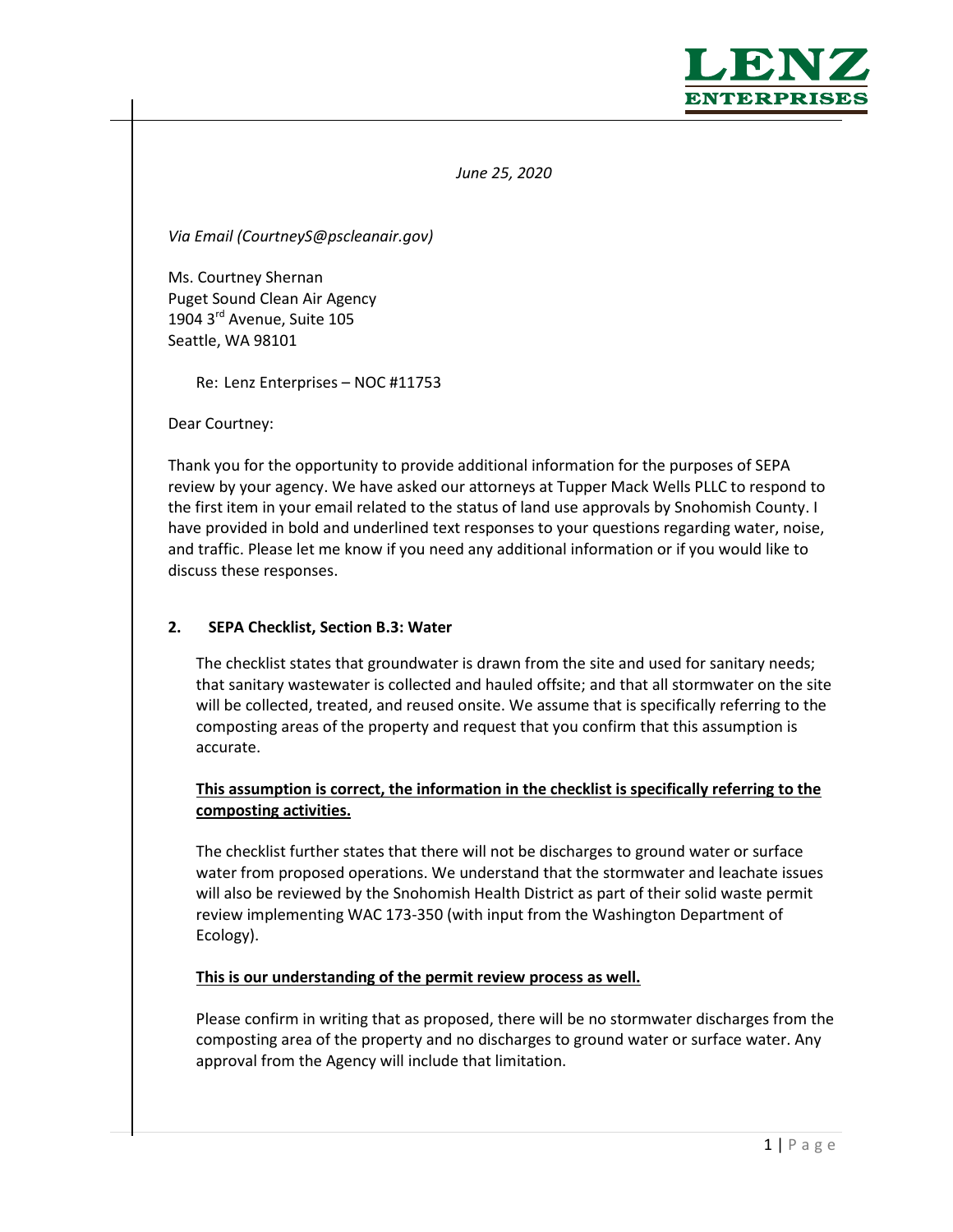LENZ ENTERPRISES

*June 25, 2020*

*Via Email (CourtneyS@pscleanair.gov)*

Ms. Courtney Shernan
Puget Sound Clean Air Agency
1904 3rd Avenue, Suite 105
Seattle, WA 98101

Re: Lenz Enterprises – NOC #11753

Dear Courtney:

Thank you for the opportunity to provide additional information for the purposes of SEPA review by your agency. We have asked our attorneys at Tupper Mack Wells PLLC to respond to the first item in your email related to the status of land use approvals by Snohomish County. I have provided in bold and underlined text responses to your questions regarding water, noise, and traffic. Please let me know if you need any additional information or if you would like to discuss these responses.

**2. SEPA Checklist, Section B.3: Water**

The checklist states that groundwater is drawn from the site and used for sanitary needs; that sanitary wastewater is collected and hauled offsite; and that all stormwater on the site will be collected, treated, and reused onsite. We assume that is specifically referring to the composting areas of the property and request that you confirm that this assumption is accurate.

**<u>This assumption is correct, the information in the checklist is specifically referring to the composting activities.</u>**

The checklist further states that there will not be discharges to ground water or surface water from proposed operations. We understand that the stormwater and leachate issues will also be reviewed by the Snohomish Health District as part of their solid waste permit review implementing WAC 173-350 (with input from the Washington Department of Ecology).

**<u>This is our understanding of the permit review process as well.</u>**

Please confirm in writing that as proposed, there will be no stormwater discharges from the composting area of the property and no discharges to ground water or surface water. Any approval from the Agency will include that limitation.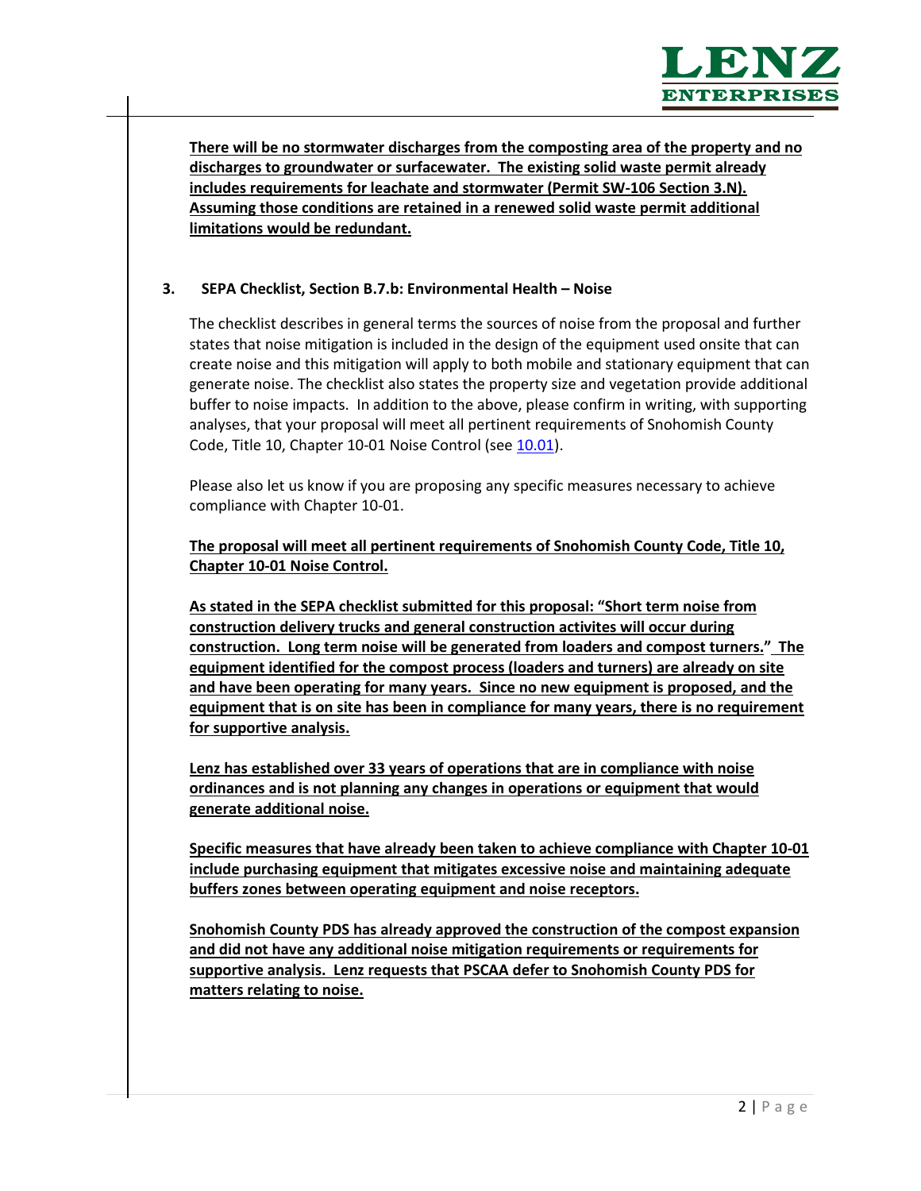**<u>There will be no stormwater discharges from the composting area of the property and no discharges to groundwater or surfacewater. The existing solid waste permit already includes requirements for leachate and stormwater (Permit SW-106 Section 3.N). Assuming those conditions are retained in a renewed solid waste permit additional limitations would be redundant.</u>**

**3. SEPA Checklist, Section B.7.b: Environmental Health – Noise**

The checklist describes in general terms the sources of noise from the proposal and further states that noise mitigation is included in the design of the equipment used onsite that can create noise and this mitigation will apply to both mobile and stationary equipment that can generate noise. The checklist also states the property size and vegetation provide additional buffer to noise impacts. In addition to the above, please confirm in writing, with supporting analyses, that your proposal will meet all pertinent requirements of Snohomish County Code, Title 10, Chapter 10-01 Noise Control (see [10.01]).

Please also let us know if you are proposing any specific measures necessary to achieve compliance with Chapter 10-01.

**<u>The proposal will meet all pertinent requirements of Snohomish County Code, Title 10, Chapter 10-01 Noise Control.</u>**

**<u>As stated in the SEPA checklist submitted for this proposal: "Short term noise from construction delivery trucks and general construction activites will occur during construction. Long term noise will be generated from loaders and compost turners." The equipment identified for the compost process (loaders and turners) are already on site and have been operating for many years. Since no new equipment is proposed, and the equipment that is on site has been in compliance for many years, there is no requirement for supportive analysis.</u>**

**<u>Lenz has established over 33 years of operations that are in compliance with noise ordinances and is not planning any changes in operations or equipment that would generate additional noise.</u>**

**<u>Specific measures that have already been taken to achieve compliance with Chapter 10-01 include purchasing equipment that mitigates excessive noise and maintaining adequate buffers zones between operating equipment and noise receptors.</u>**

**<u>Snohomish County PDS has already approved the construction of the compost expansion and did not have any additional noise mitigation requirements or requirements for supportive analysis. Lenz requests that PSCAA defer to Snohomish County PDS for matters relating to noise.</u>**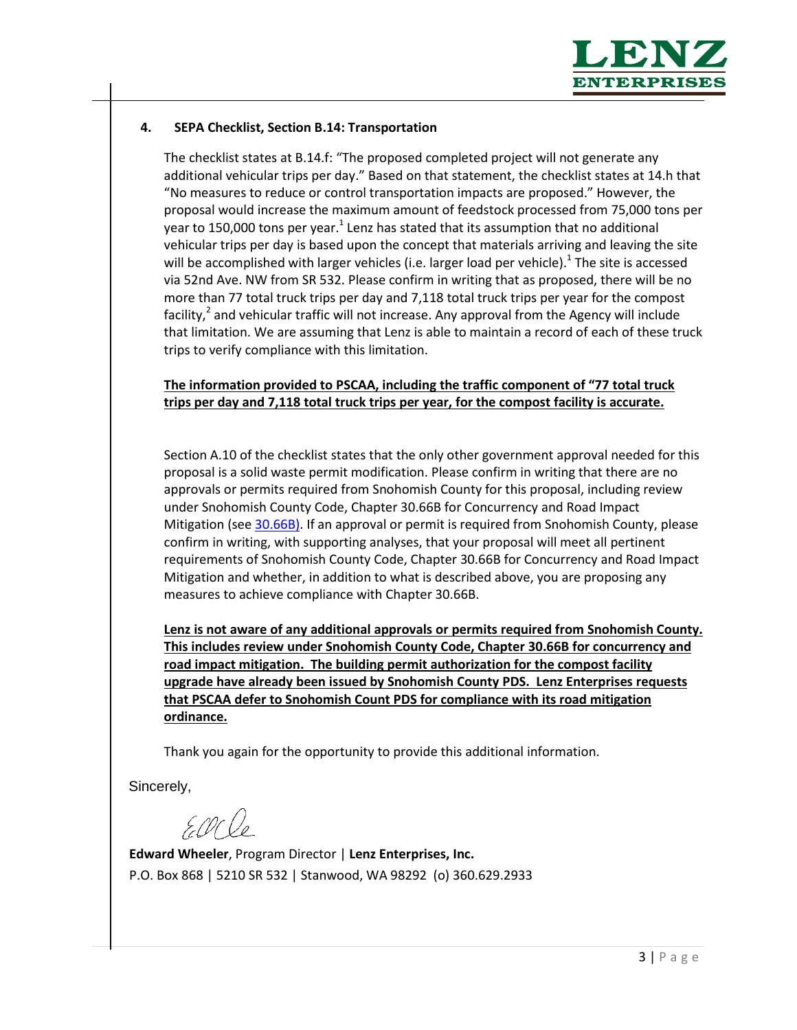### 4. SEPA Checklist, Section B.14: Transportation

The checklist states at B.14.f: "The proposed completed project will not generate any additional vehicular trips per day." Based on that statement, the checklist states at 14.h that "No measures to reduce or control transportation impacts are proposed." However, the proposal would increase the maximum amount of feedstock processed from 75,000 tons per year to 150,000 tons per year.[1] Lenz has stated that its assumption that no additional vehicular trips per day is based upon the concept that materials arriving and leaving the site will be accomplished with larger vehicles (i.e. larger load per vehicle).[1] The site is accessed via 52nd Ave. NW from SR 532. Please confirm in writing that as proposed, there will be no more than 77 total truck trips per day and 7,118 total truck trips per year for the compost facility,[2] and vehicular traffic will not increase. Any approval from the Agency will include that limitation. We are assuming that Lenz is able to maintain a record of each of these truck trips to verify compliance with this limitation.

**The information provided to PSCAA, including the traffic component of "77 total truck trips per day and 7,118 total truck trips per year, for the compost facility is accurate.**

Section A.10 of the checklist states that the only other government approval needed for this proposal is a solid waste permit modification. Please confirm in writing that there are no approvals or permits required from Snohomish County for this proposal, including review under Snohomish County Code, Chapter 30.66B for Concurrency and Road Impact Mitigation (see 30.66B). If an approval or permit is required from Snohomish County, please confirm in writing, with supporting analyses, that your proposal will meet all pertinent requirements of Snohomish County Code, Chapter 30.66B for Concurrency and Road Impact Mitigation and whether, in addition to what is described above, you are proposing any measures to achieve compliance with Chapter 30.66B.

**Lenz is not aware of any additional approvals or permits required from Snohomish County. This includes review under Snohomish County Code, Chapter 30.66B for concurrency and road impact mitigation. The building permit authorization for the compost facility upgrade have already been issued by Snohomish County PDS. Lenz Enterprises requests that PSCAA defer to Snohomish Count PDS for compliance with its road mitigation ordinance.**

Thank you again for the opportunity to provide this additional information.

Sincerely,

**Edward Wheeler**, Program Director | **Lenz Enterprises, Inc.**
P.O. Box 868 | 5210 SR 532 | Stanwood, WA 98292 (o) 360.629.2933